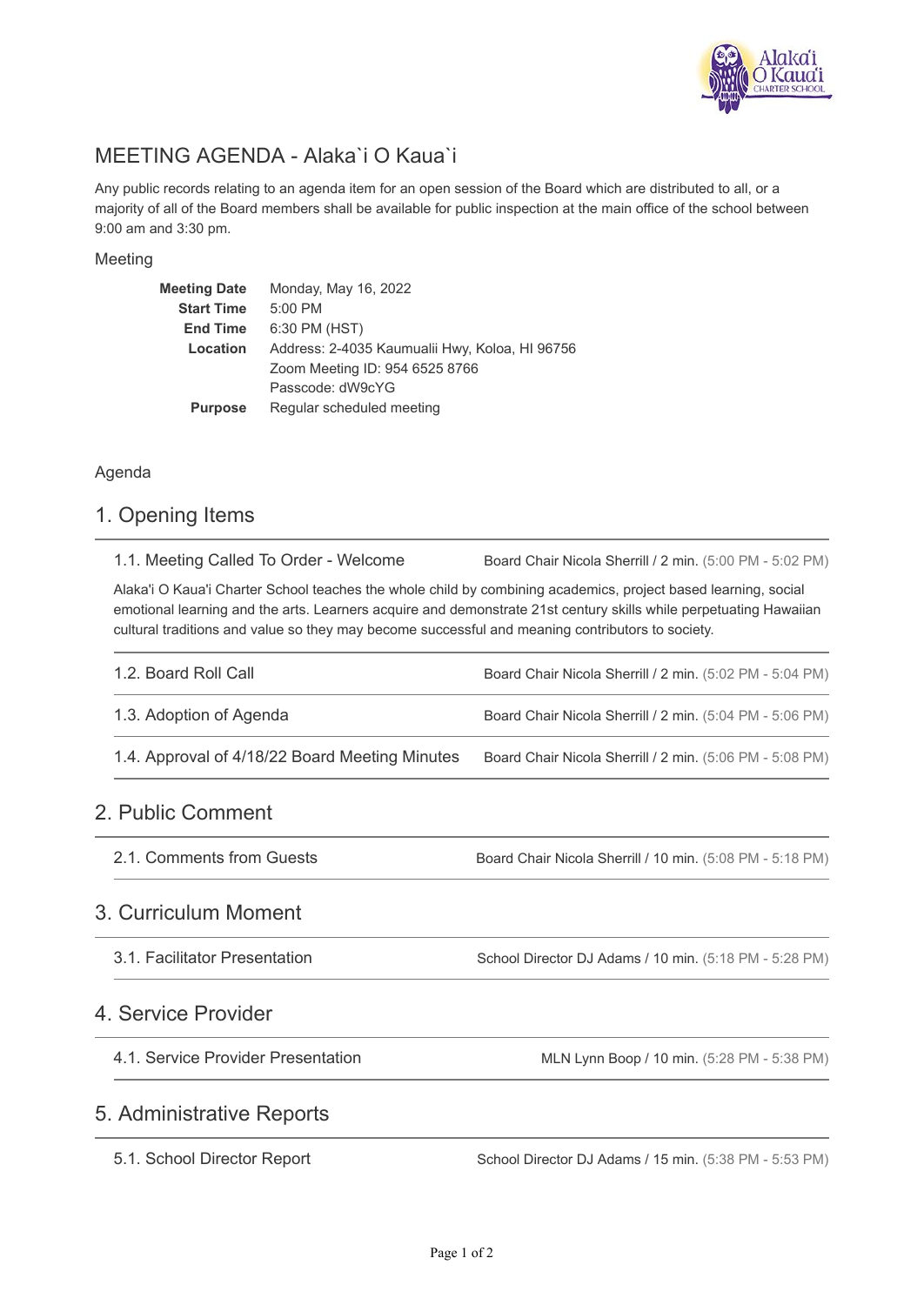# MEETING AGENDA - Alaka`i O Kaua`i

Any public records relating to an agenda item for an open session of the Board which are distributed to all, or a majority of all of the Board members shall be available for public inspection at the main office of the school between 9:00 am and 3:30 pm.

## Meeting

| | |
|---|---|
| **Meeting Date** | Monday, May 16, 2022 |
| **Start Time** | 5:00 PM |
| **End Time** | 6:30 PM (HST) |
| **Location** | Address: 2-4035 Kaumualii Hwy, Koloa, HI 96756<br>Zoom Meeting ID: 954 6525 8766<br>Passcode: dW9cYG |
| **Purpose** | Regular scheduled meeting |

## Agenda

## 1. Opening Items

### 1.1. Meeting Called To Order - Welcome

Board Chair Nicola Sherrill / 2 min. (5:00 PM - 5:02 PM)

Alaka'i O Kaua'i Charter School teaches the whole child by combining academics, project based learning, social emotional learning and the arts. Learners acquire and demonstrate 21st century skills while perpetuating Hawaiian cultural traditions and value so they may become successful and meaning contributors to society.

### 1.2. Board Roll Call

Board Chair Nicola Sherrill / 2 min. (5:02 PM - 5:04 PM)

### 1.3. Adoption of Agenda

Board Chair Nicola Sherrill / 2 min. (5:04 PM - 5:06 PM)

### 1.4. Approval of 4/18/22 Board Meeting Minutes

Board Chair Nicola Sherrill / 2 min. (5:06 PM - 5:08 PM)

## 2. Public Comment

### 2.1. Comments from Guests

Board Chair Nicola Sherrill / 10 min. (5:08 PM - 5:18 PM)

## 3. Curriculum Moment

### 3.1. Facilitator Presentation

School Director DJ Adams / 10 min. (5:18 PM - 5:28 PM)

## 4. Service Provider

### 4.1. Service Provider Presentation

MLN Lynn Boop / 10 min. (5:28 PM - 5:38 PM)

## 5. Administrative Reports

### 5.1. School Director Report

School Director DJ Adams / 15 min. (5:38 PM - 5:53 PM)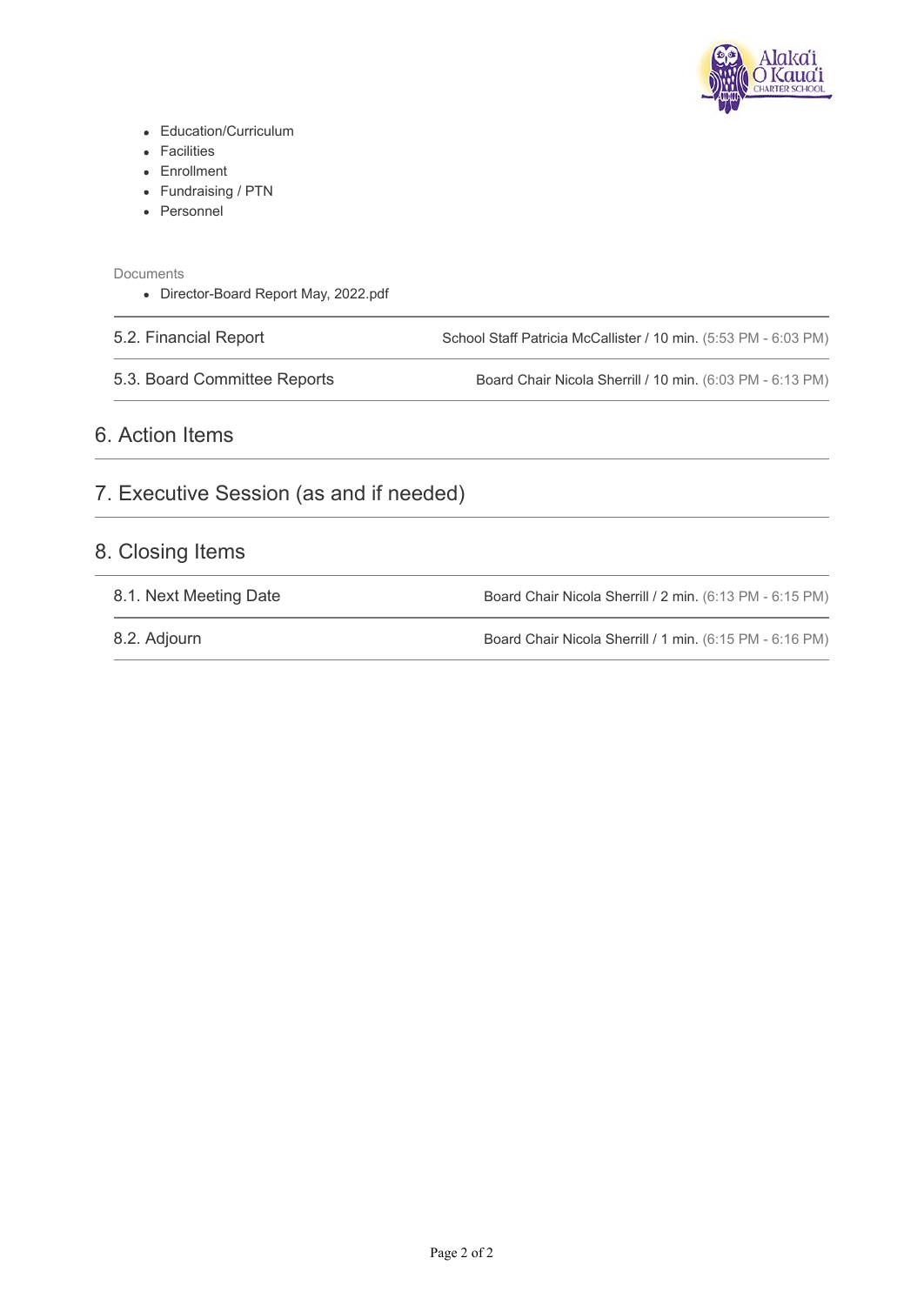- Education/Curriculum
- Facilities
- Enrollment
- Fundraising / PTN
- Personnel

Documents

- Director-Board Report May, 2022.pdf

### 5.2. Financial Report

School Staff Patricia McCallister / 10 min. (5:53 PM - 6:03 PM)

### 5.3. Board Committee Reports

Board Chair Nicola Sherrill / 10 min. (6:03 PM - 6:13 PM)

## 6. Action Items

## 7. Executive Session (as and if needed)

## 8. Closing Items

### 8.1. Next Meeting Date

Board Chair Nicola Sherrill / 2 min. (6:13 PM - 6:15 PM)

### 8.2. Adjourn

Board Chair Nicola Sherrill / 1 min. (6:15 PM - 6:16 PM)